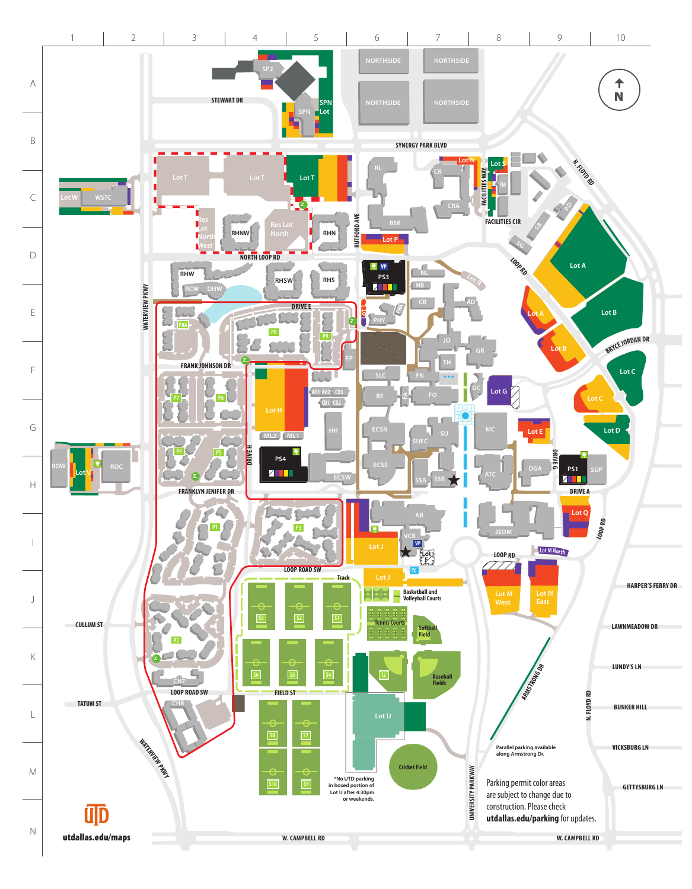utdallas.edu/maps

*No UTD parking in boxed portion of Lot U after 4:30pm or weekends.

Parallel parking available along Armstrong Dr.

Parking permit color areas are subject to change due to construction. Please check **utdallas.edu/parking** for updates.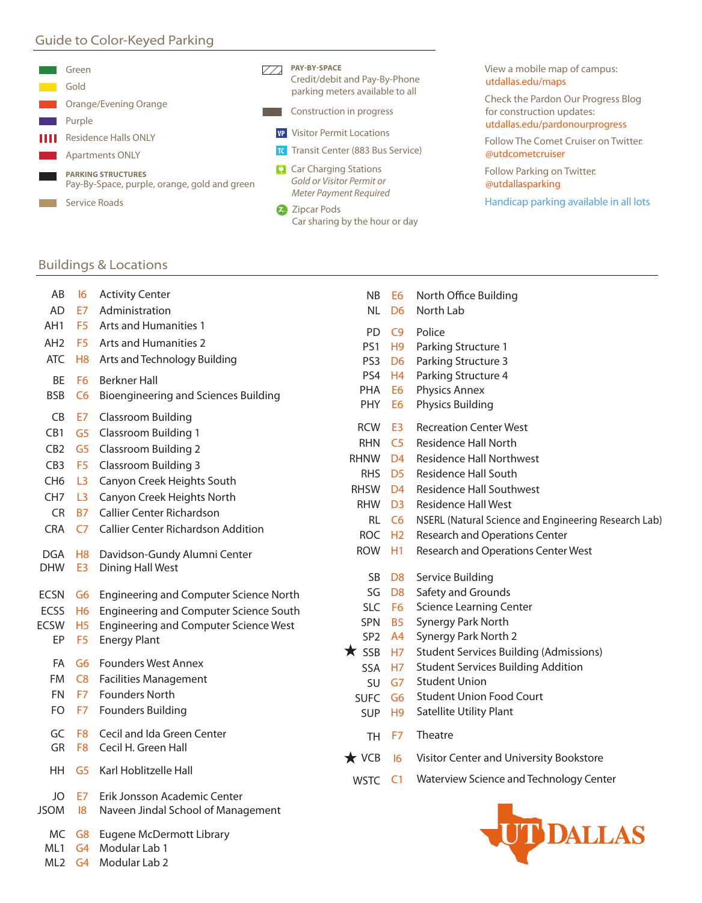## Guide to Color-Keyed Parking

- Green
- Gold
- Orange/Evening Orange
- Purple
- Residence Halls ONLY
- Apartments ONLY
- **PARKING STRUCTURES** Pay-By-Space, purple, orange, gold and green
- Service Roads

- **PAY-BY-SPACE** Credit/debit and Pay-By-Phone parking meters available to all
- Construction in progress
- VP Visitor Permit Locations
- TC Transit Center (883 Bus Service)
- Car Charging Stations *Gold or Visitor Permit or Meter Payment Required*
- Zipcar Pods Car sharing by the hour or day

View a mobile map of campus: utdallas.edu/maps

Check the Pardon Our Progress Blog for construction updates: utdallas.edu/pardonourprogress

Follow The Comet Cruiser on Twitter. @utdcometcruiser

Follow Parking on Twitter. @utdallasparking

Handicap parking available in all lots

## Buildings & Locations

| | | |
|---|---|---|
| AB | I6 | Activity Center |
| AD | E7 | Administration |
| AH1 | F5 | Arts and Humanities 1 |
| AH2 | F5 | Arts and Humanities 2 |
| ATC | H8 | Arts and Technology Building |
| BE | F6 | Berkner Hall |
| BSB | C6 | Bioengineering and Sciences Building |
| CB | E7 | Classroom Building |
| CB1 | G5 | Classroom Building 1 |
| CB2 | G5 | Classroom Building 2 |
| CB3 | F5 | Classroom Building 3 |
| CH6 | L3 | Canyon Creek Heights South |
| CH7 | L3 | Canyon Creek Heights North |
| CR | B7 | Callier Center Richardson |
| CRA | C7 | Callier Center Richardson Addition |
| DGA | H8 | Davidson-Gundy Alumni Center |
| DHW | E3 | Dining Hall West |
| ECSN | G6 | Engineering and Computer Science North |
| ECSS | H6 | Engineering and Computer Science South |
| ECSW | H5 | Engineering and Computer Science West |
| EP | F5 | Energy Plant |
| FA | G6 | Founders West Annex |
| FM | C8 | Facilities Management |
| FN | F7 | Founders North |
| FO | F7 | Founders Building |
| GC | F8 | Cecil and Ida Green Center |
| GR | F8 | Cecil H. Green Hall |
| HH | G5 | Karl Hoblitzelle Hall |
| JO | E7 | Erik Jonsson Academic Center |
| JSOM | I8 | Naveen Jindal School of Management |
| MC | G8 | Eugene McDermott Library |
| ML1 | G4 | Modular Lab 1 |
| ML2 | G4 | Modular Lab 2 |
| NB | E6 | North Office Building |
| NL | D6 | North Lab |
| PD | C9 | Police |
| PS1 | H9 | Parking Structure 1 |
| PS3 | D6 | Parking Structure 3 |
| PS4 | H4 | Parking Structure 4 |
| PHA | E6 | Physics Annex |
| PHY | E6 | Physics Building |
| RCW | E3 | Recreation Center West |
| RHN | C5 | Residence Hall North |
| RHNW | D4 | Residence Hall Northwest |
| RHS | D5 | Residence Hall South |
| RHSW | D4 | Residence Hall Southwest |
| RHW | D3 | Residence Hall West |
| RL | C6 | NSERL (Natural Science and Engineering Research Lab) |
| ROC | H2 | Research and Operations Center |
| ROW | H1 | Research and Operations Center West |
| SB | D8 | Service Building |
| SG | D8 | Safety and Grounds |
| SLC | F6 | Science Learning Center |
| SPN | B5 | Synergy Park North |
| SP2 | A4 | Synergy Park North 2 |
| ★ SSB | H7 | Student Services Building (Admissions) |
| SSA | H7 | Student Services Building Addition |
| SU | G7 | Student Union |
| SUFC | G6 | Student Union Food Court |
| SUP | H9 | Satellite Utility Plant |
| TH | F7 | Theatre |
| ★ VCB | I6 | Visitor Center and University Bookstore |
| WSTC | C1 | Waterview Science and Technology Center |

UT DALLAS